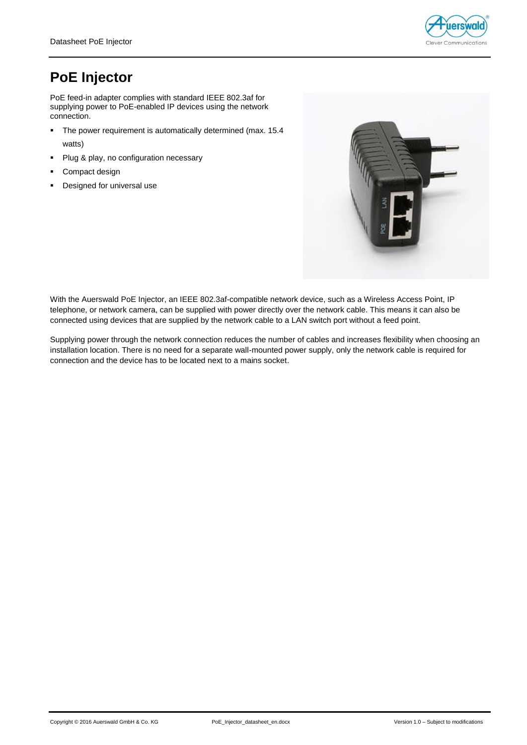# PoE Injector

PoE feed-in adapter complies with standard IEEE 802.3af for supplying power to PoE-enabled IP devices using the network connection.

- The power requirement is automatically determined (max. 15.4 watts)
- Plug & play, no configuration necessary
- Compact design
- Designed for universal use

With the Auerswald PoE Injector, an IEEE 802.3af-compatible network device, such as a Wireless Access Point, IP telephone, or network camera, can be supplied with power directly over the network cable. This means it can also be connected using devices that are supplied by the network cable to a LAN switch port without a feed point.

Supplying power through the network connection reduces the number of cables and increases flexibility when choosing an installation location. There is no need for a separate wall-mounted power supply, only the network cable is required for connection and the device has to be located next to a mains socket.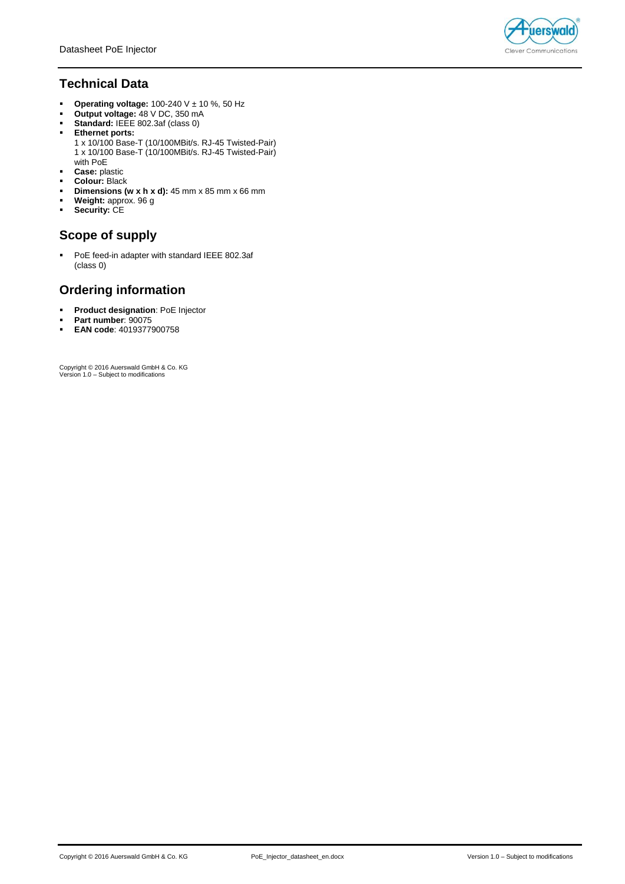## Technical Data

- **Operating voltage:** 100-240 V ± 10 %, 50 Hz
- **Output voltage:** 48 V DC, 350 mA
- **Standard:** IEEE 802.3af (class 0)
- **Ethernet ports:**
  1 x 10/100 Base-T (10/100MBit/s. RJ-45 Twisted-Pair)
  1 x 10/100 Base-T (10/100MBit/s. RJ-45 Twisted-Pair) with PoE
- **Case:** plastic
- **Colour:** Black
- **Dimensions (w x h x d):** 45 mm x 85 mm x 66 mm
- **Weight:** approx. 96 g
- **Security:** CE

## Scope of supply

- PoE feed-in adapter with standard IEEE 802.3af (class 0)

## Ordering information

- **Product designation**: PoE Injector
- **Part number**: 90075
- **EAN code**: 4019377900758

Copyright © 2016 Auerswald GmbH & Co. KG
Version 1.0 – Subject to modifications